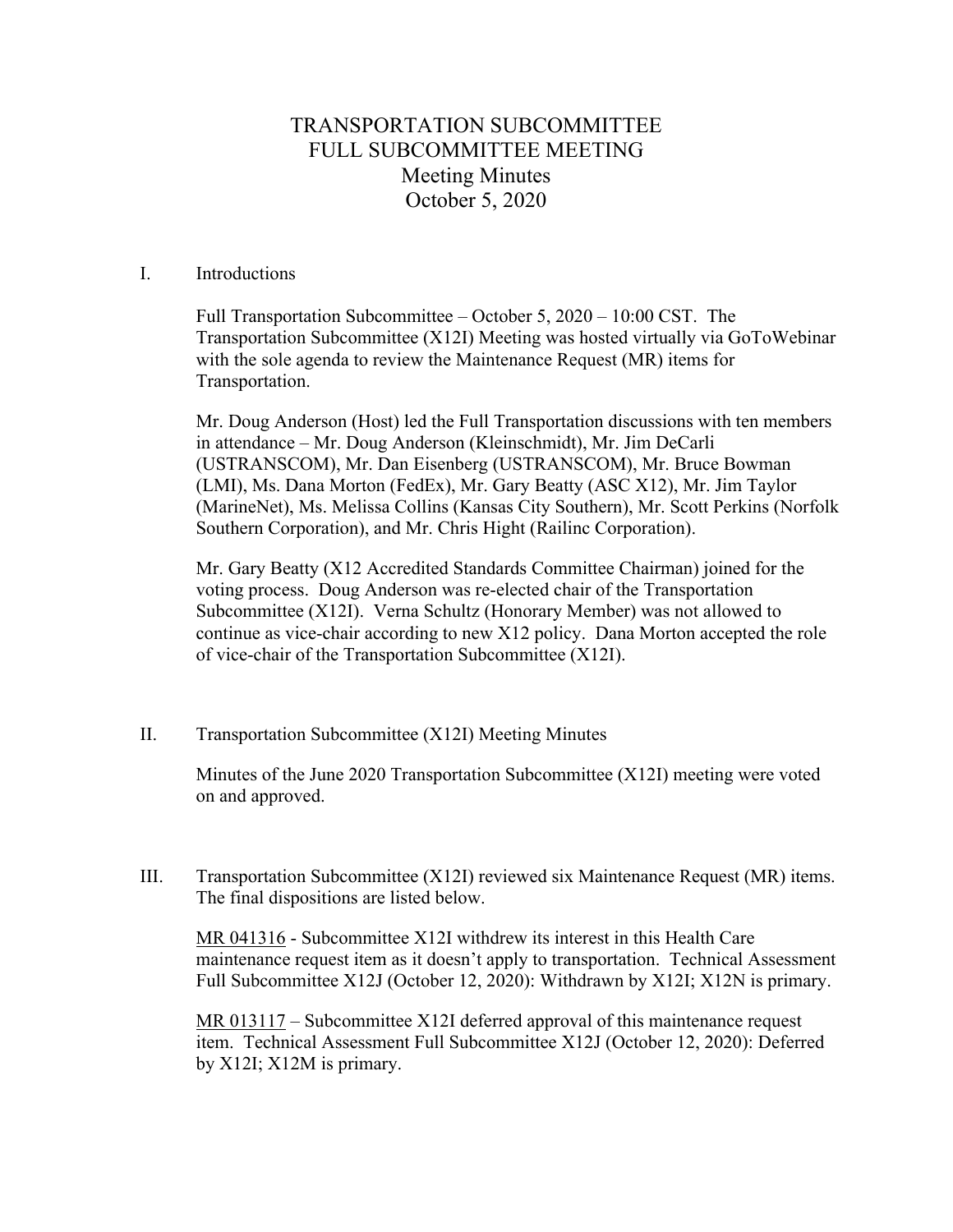# TRANSPORTATION SUBCOMMITTEE
# FULL SUBCOMMITTEE MEETING
## Meeting Minutes
## October 5, 2020

I. Introductions

Full Transportation Subcommittee – October 5, 2020 – 10:00 CST. The Transportation Subcommittee (X12I) Meeting was hosted virtually via GoToWebinar with the sole agenda to review the Maintenance Request (MR) items for Transportation.

Mr. Doug Anderson (Host) led the Full Transportation discussions with ten members in attendance – Mr. Doug Anderson (Kleinschmidt), Mr. Jim DeCarli (USTRANSCOM), Mr. Dan Eisenberg (USTRANSCOM), Mr. Bruce Bowman (LMI), Ms. Dana Morton (FedEx), Mr. Gary Beatty (ASC X12), Mr. Jim Taylor (MarineNet), Ms. Melissa Collins (Kansas City Southern), Mr. Scott Perkins (Norfolk Southern Corporation), and Mr. Chris Hight (Railinc Corporation).

Mr. Gary Beatty (X12 Accredited Standards Committee Chairman) joined for the voting process. Doug Anderson was re-elected chair of the Transportation Subcommittee (X12I). Verna Schultz (Honorary Member) was not allowed to continue as vice-chair according to new X12 policy. Dana Morton accepted the role of vice-chair of the Transportation Subcommittee (X12I).

II. Transportation Subcommittee (X12I) Meeting Minutes

Minutes of the June 2020 Transportation Subcommittee (X12I) meeting were voted on and approved.

III. Transportation Subcommittee (X12I) reviewed six Maintenance Request (MR) items. The final dispositions are listed below.

MR 041316 - Subcommittee X12I withdrew its interest in this Health Care maintenance request item as it doesn't apply to transportation. Technical Assessment Full Subcommittee X12J (October 12, 2020): Withdrawn by X12I; X12N is primary.

MR 013117 – Subcommittee X12I deferred approval of this maintenance request item. Technical Assessment Full Subcommittee X12J (October 12, 2020): Deferred by X12I; X12M is primary.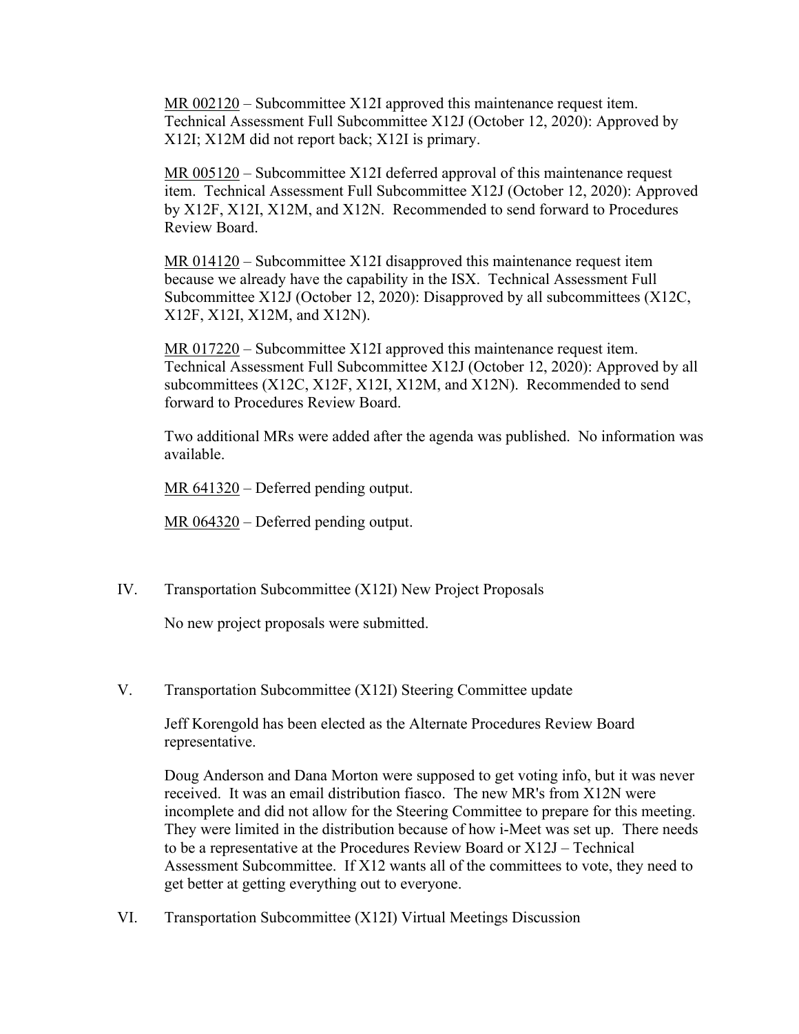MR 002120 – Subcommittee X12I approved this maintenance request item. Technical Assessment Full Subcommittee X12J (October 12, 2020): Approved by X12I; X12M did not report back; X12I is primary.

MR 005120 – Subcommittee X12I deferred approval of this maintenance request item. Technical Assessment Full Subcommittee X12J (October 12, 2020): Approved by X12F, X12I, X12M, and X12N. Recommended to send forward to Procedures Review Board.

MR 014120 – Subcommittee X12I disapproved this maintenance request item because we already have the capability in the ISX. Technical Assessment Full Subcommittee X12J (October 12, 2020): Disapproved by all subcommittees (X12C, X12F, X12I, X12M, and X12N).

MR 017220 – Subcommittee X12I approved this maintenance request item. Technical Assessment Full Subcommittee X12J (October 12, 2020): Approved by all subcommittees (X12C, X12F, X12I, X12M, and X12N). Recommended to send forward to Procedures Review Board.

Two additional MRs were added after the agenda was published. No information was available.

MR 641320 – Deferred pending output.

MR 064320 – Deferred pending output.

IV. Transportation Subcommittee (X12I) New Project Proposals

No new project proposals were submitted.

V. Transportation Subcommittee (X12I) Steering Committee update

Jeff Korengold has been elected as the Alternate Procedures Review Board representative.

Doug Anderson and Dana Morton were supposed to get voting info, but it was never received. It was an email distribution fiasco. The new MR's from X12N were incomplete and did not allow for the Steering Committee to prepare for this meeting. They were limited in the distribution because of how i-Meet was set up. There needs to be a representative at the Procedures Review Board or X12J – Technical Assessment Subcommittee. If X12 wants all of the committees to vote, they need to get better at getting everything out to everyone.

VI. Transportation Subcommittee (X12I) Virtual Meetings Discussion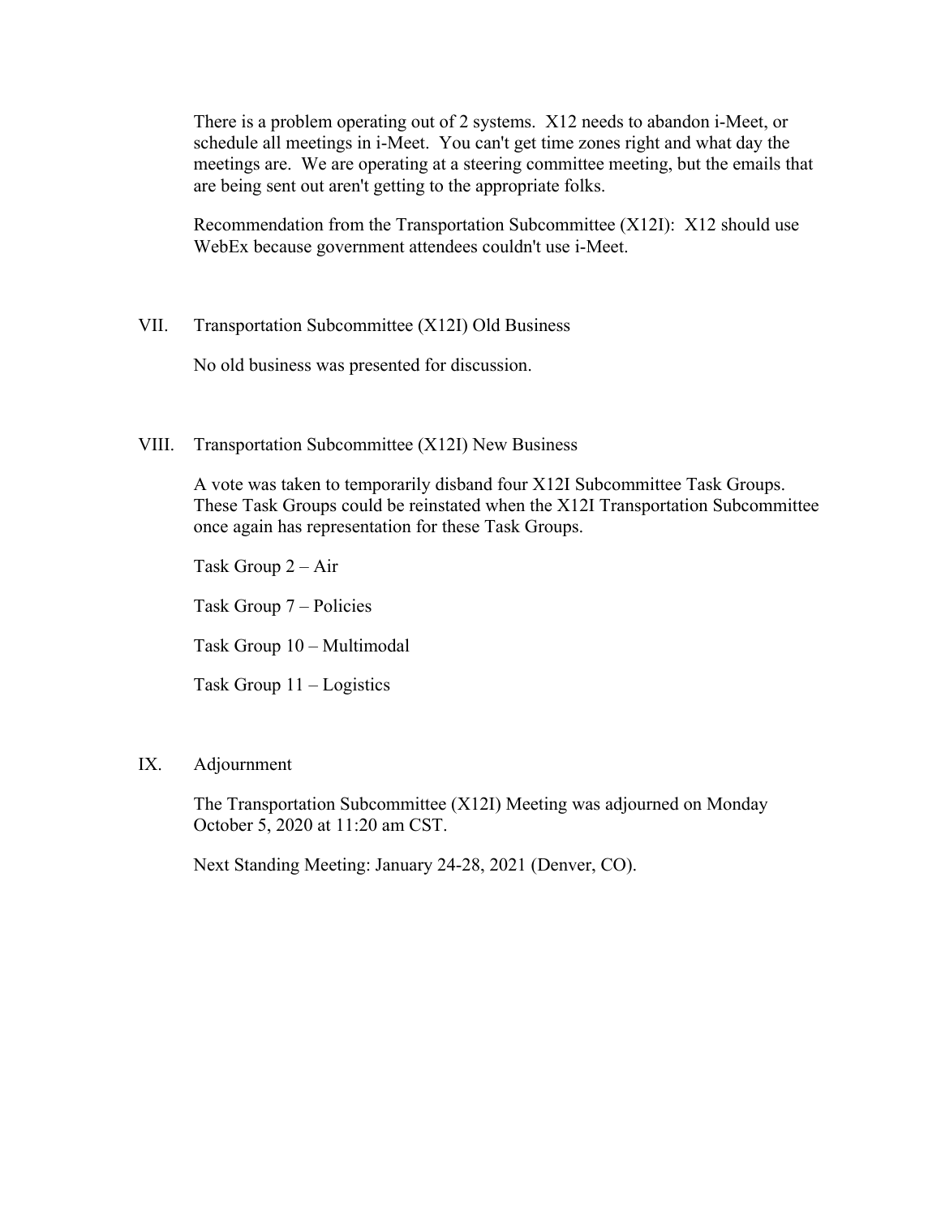There is a problem operating out of 2 systems. X12 needs to abandon i-Meet, or schedule all meetings in i-Meet. You can't get time zones right and what day the meetings are. We are operating at a steering committee meeting, but the emails that are being sent out aren't getting to the appropriate folks.

Recommendation from the Transportation Subcommittee (X12I): X12 should use WebEx because government attendees couldn't use i-Meet.

## VII. Transportation Subcommittee (X12I) Old Business

No old business was presented for discussion.

## VIII. Transportation Subcommittee (X12I) New Business

A vote was taken to temporarily disband four X12I Subcommittee Task Groups. These Task Groups could be reinstated when the X12I Transportation Subcommittee once again has representation for these Task Groups.

Task Group 2 – Air

Task Group 7 – Policies

Task Group 10 – Multimodal

Task Group 11 – Logistics

## IX. Adjournment

The Transportation Subcommittee (X12I) Meeting was adjourned on Monday October 5, 2020 at 11:20 am CST.

Next Standing Meeting: January 24-28, 2021 (Denver, CO).